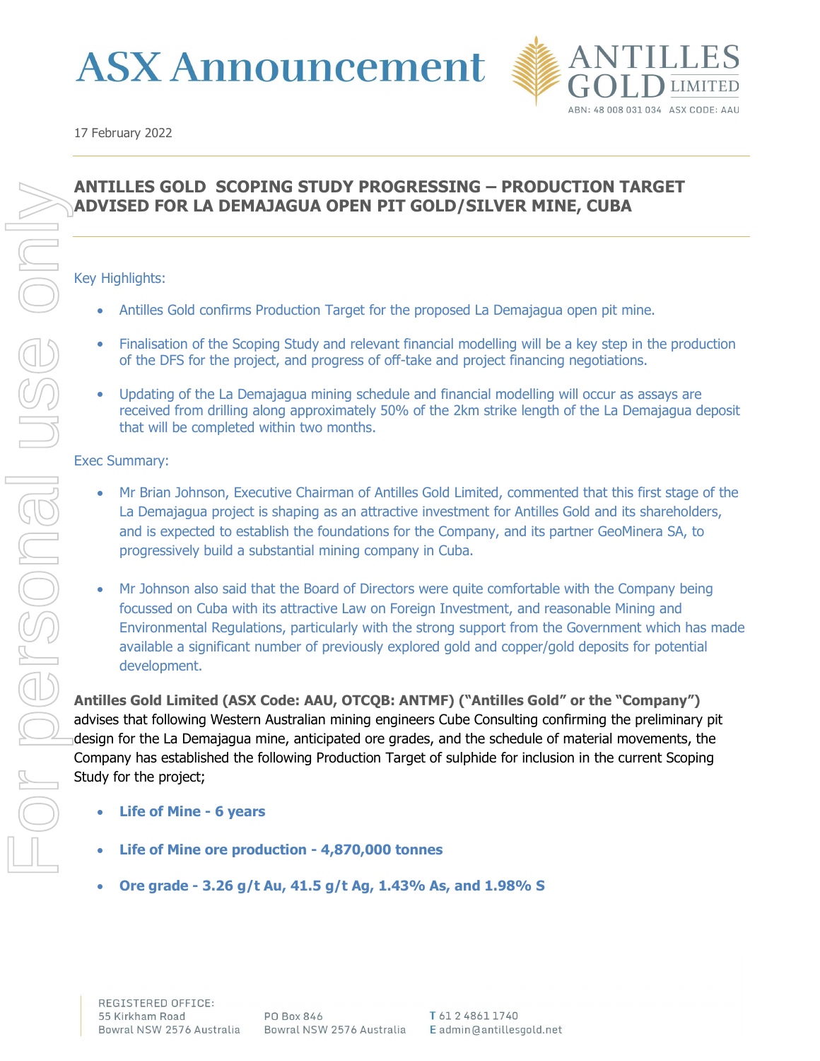# ASX Announcement

17 February 2022

## ANTILLES GOLD SCOPING STUDY PROGRESSING – PRODUCTION TARGET ADVISED FOR LA DEMAJAGUA OPEN PIT GOLD/SILVER MINE, CUBA

Key Highlights:

- Antilles Gold confirms Production Target for the proposed La Demajagua open pit mine.
- Finalisation of the Scoping Study and relevant financial modelling will be a key step in the production of the DFS for the project, and progress of off-take and project financing negotiations.
- Updating of the La Demajagua mining schedule and financial modelling will occur as assays are received from drilling along approximately 50% of the 2km strike length of the La Demajagua deposit that will be completed within two months.

Exec Summary:

- Mr Brian Johnson, Executive Chairman of Antilles Gold Limited, commented that this first stage of the La Demajagua project is shaping as an attractive investment for Antilles Gold and its shareholders, and is expected to establish the foundations for the Company, and its partner GeoMinera SA, to progressively build a substantial mining company in Cuba.
- Mr Johnson also said that the Board of Directors were quite comfortable with the Company being focussed on Cuba with its attractive Law on Foreign Investment, and reasonable Mining and Environmental Regulations, particularly with the strong support from the Government which has made available a significant number of previously explored gold and copper/gold deposits for potential development.

**Antilles Gold Limited (ASX Code: AAU, OTCQB: ANTMF) ("Antilles Gold" or the "Company")** advises that following Western Australian mining engineers Cube Consulting confirming the preliminary pit design for the La Demajagua mine, anticipated ore grades, and the schedule of material movements, the Company has established the following Production Target of sulphide for inclusion in the current Scoping Study for the project;

- **Life of Mine - 6 years**
- **Life of Mine ore production - 4,870,000 tonnes**
- **Ore grade - 3.26 g/t Au, 41.5 g/t Ag, 1.43% As, and 1.98% S**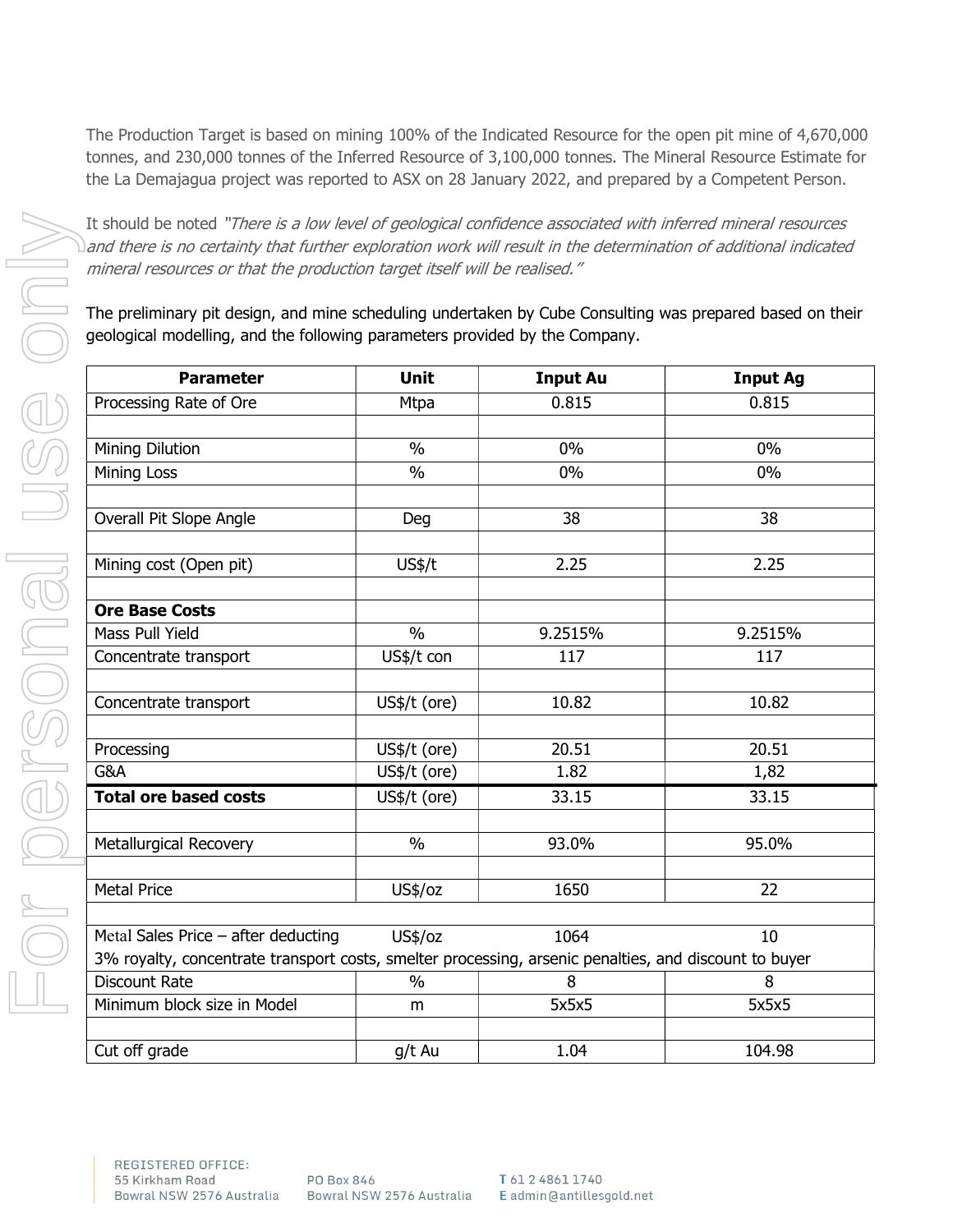The Production Target is based on mining 100% of the Indicated Resource for the open pit mine of 4,670,000 tonnes, and 230,000 tonnes of the Inferred Resource of 3,100,000 tonnes. The Mineral Resource Estimate for the La Demajagua project was reported to ASX on 28 January 2022, and prepared by a Competent Person.

It should be noted *"There is a low level of geological confidence associated with inferred mineral resources and there is no certainty that further exploration work will result in the determination of additional indicated mineral resources or that the production target itself will be realised."*

The preliminary pit design, and mine scheduling undertaken by Cube Consulting was prepared based on their geological modelling, and the following parameters provided by the Company.

| Parameter | Unit | Input Au | Input Ag |
|---|---|---|---|
| Processing Rate of Ore | Mtpa | 0.815 | 0.815 |
| | | | |
| Mining Dilution | % | 0% | 0% |
| Mining Loss | % | 0% | 0% |
| | | | |
| Overall Pit Slope Angle | Deg | 38 | 38 |
| | | | |
| Mining cost (Open pit) | US$/t | 2.25 | 2.25 |
| | | | |
| **Ore Base Costs** | | | |
| Mass Pull Yield | % | 9.2515% | 9.2515% |
| Concentrate transport | US$/t con | 117 | 117 |
| | | | |
| Concentrate transport | US$/t (ore) | 10.82 | 10.82 |
| | | | |
| Processing | US$/t (ore) | 20.51 | 20.51 |
| G&A | US$/t (ore) | 1.82 | 1,82 |
| **Total ore based costs** | US$/t (ore) | 33.15 | 33.15 |
| | | | |
| Metallurgical Recovery | % | 93.0% | 95.0% |
| | | | |
| Metal Price | US$/oz | 1650 | 22 |
| | | | |
| Metal Sales Price – after deducting 3% royalty, concentrate transport costs, smelter processing, arsenic penalties, and discount to buyer | US$/oz | 1064 | 10 |
| Discount Rate | % | 8 | 8 |
| Minimum block size in Model | m | 5x5x5 | 5x5x5 |
| | | | |
| Cut off grade | g/t Au | 1.04 | 104.98 |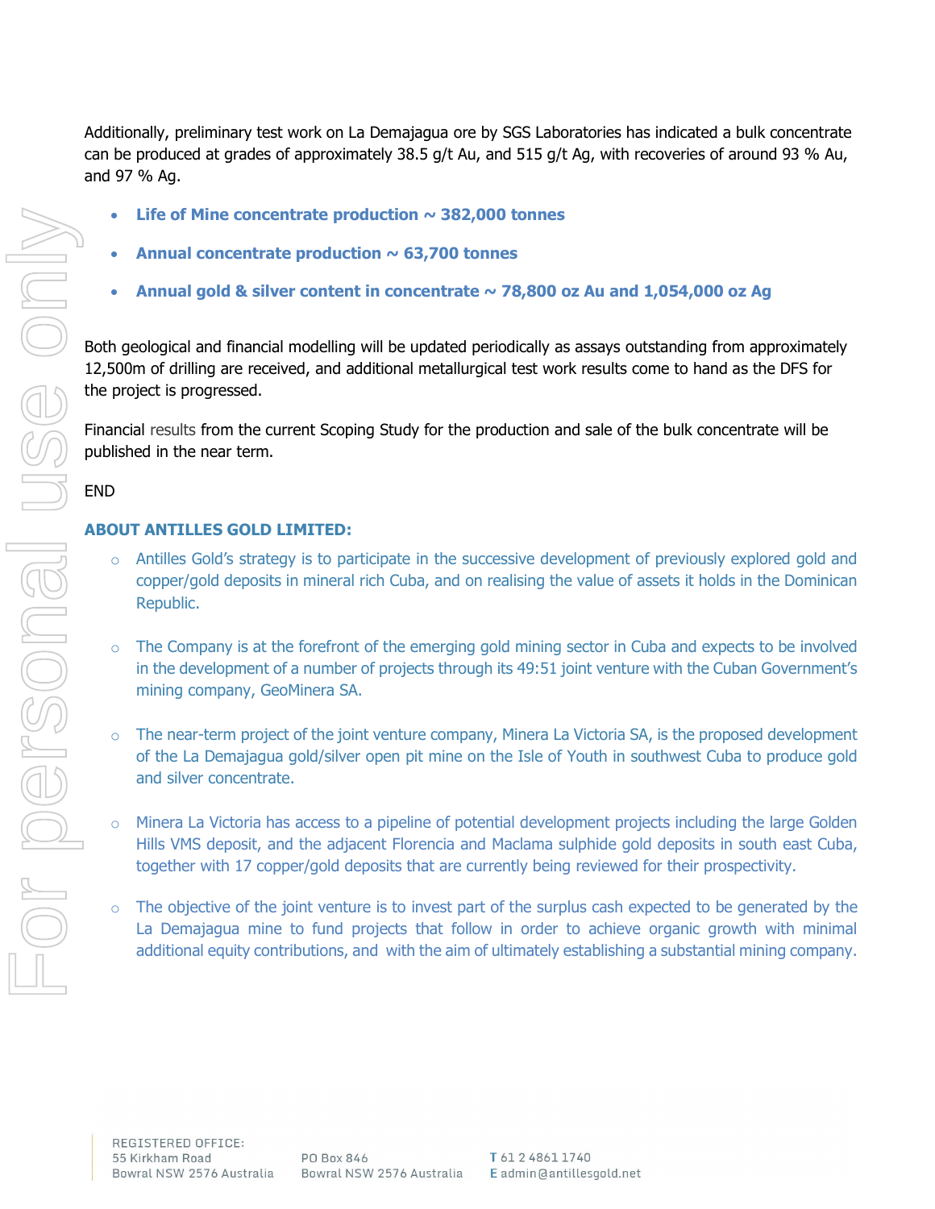Additionally, preliminary test work on La Demajagua ore by SGS Laboratories has indicated a bulk concentrate can be produced at grades of approximately 38.5 g/t Au, and 515 g/t Ag, with recoveries of around 93 % Au, and 97 % Ag.

- **Life of Mine concentrate production ~ 382,000 tonnes**
- **Annual concentrate production ~ 63,700 tonnes**
- **Annual gold & silver content in concentrate ~ 78,800 oz Au and 1,054,000 oz Ag**

Both geological and financial modelling will be updated periodically as assays outstanding from approximately 12,500m of drilling are received, and additional metallurgical test work results come to hand as the DFS for the project is progressed.

Financial results from the current Scoping Study for the production and sale of the bulk concentrate will be published in the near term.

END

**ABOUT ANTILLES GOLD LIMITED:**

- Antilles Gold's strategy is to participate in the successive development of previously explored gold and copper/gold deposits in mineral rich Cuba, and on realising the value of assets it holds in the Dominican Republic.
- The Company is at the forefront of the emerging gold mining sector in Cuba and expects to be involved in the development of a number of projects through its 49:51 joint venture with the Cuban Government's mining company, GeoMinera SA.
- The near-term project of the joint venture company, Minera La Victoria SA, is the proposed development of the La Demajagua gold/silver open pit mine on the Isle of Youth in southwest Cuba to produce gold and silver concentrate.
- Minera La Victoria has access to a pipeline of potential development projects including the large Golden Hills VMS deposit, and the adjacent Florencia and Maclama sulphide gold deposits in south east Cuba, together with 17 copper/gold deposits that are currently being reviewed for their prospectivity.
- The objective of the joint venture is to invest part of the surplus cash expected to be generated by the La Demajagua mine to fund projects that follow in order to achieve organic growth with minimal additional equity contributions, and with the aim of ultimately establishing a substantial mining company.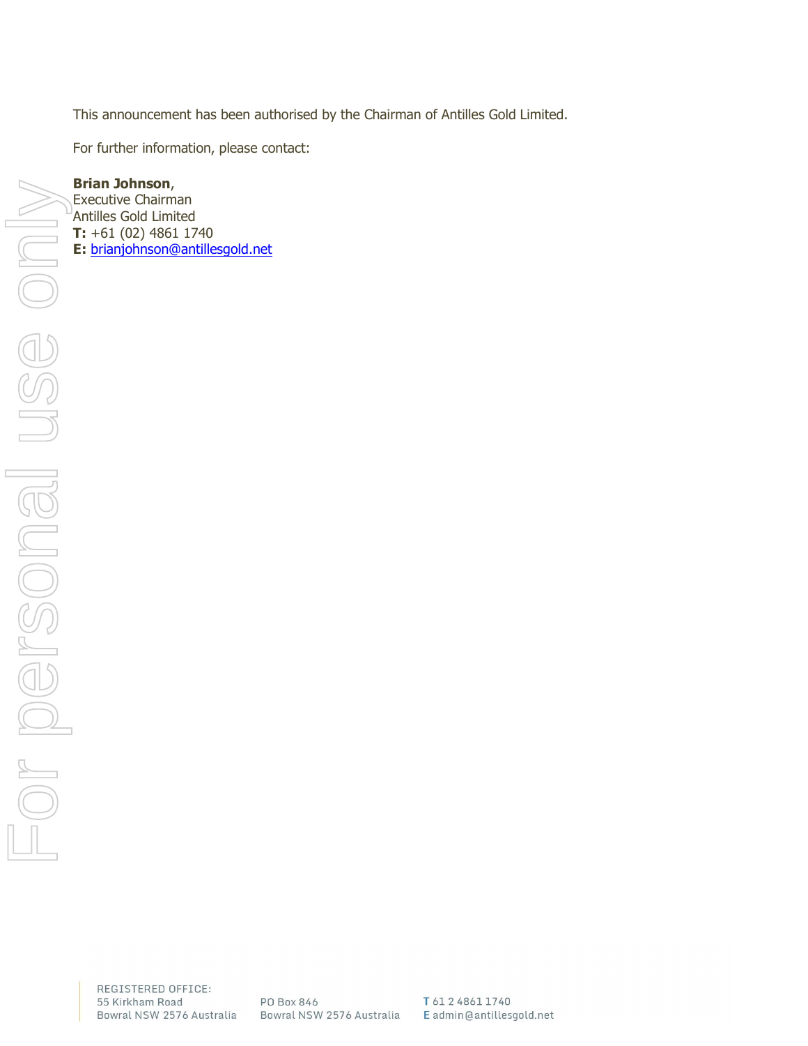This announcement has been authorised by the Chairman of Antilles Gold Limited.

For further information, please contact:

**Brian Johnson**,  
Executive Chairman  
Antilles Gold Limited  
**T:** +61 (02) 4861 1740  
**E:** brianjohnson@antillesgold.net